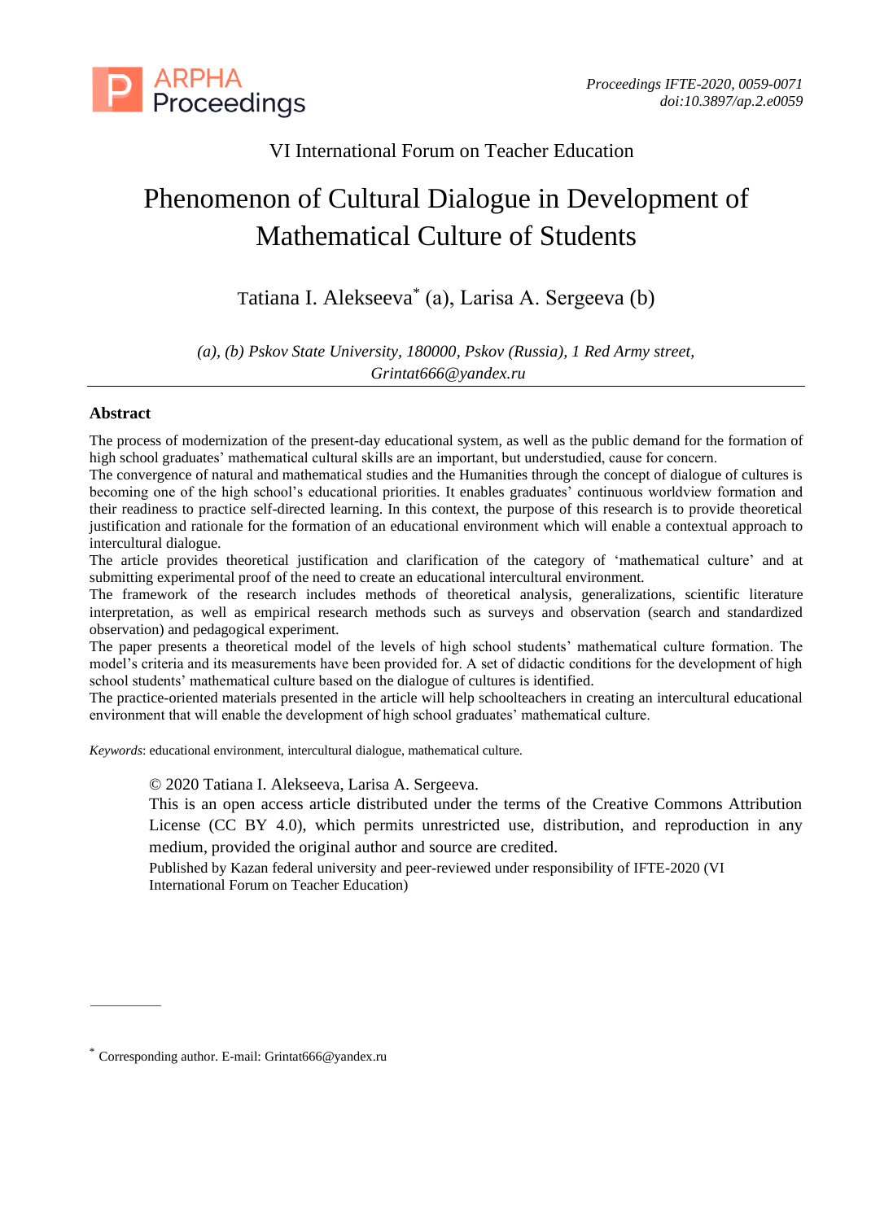VI International Forum on Teacher Education

# Phenomenon of Cultural Dialogue in Development of Mathematical Culture of Students

Tatiana I. Alekseeva* (a), Larisa A. Sergeeva (b)

*(a), (b) Pskov State University, 180000, Pskov (Russia), 1 Red Army street, Grintat666@yandex.ru*

## Abstract

The process of modernization of the present-day educational system, as well as the public demand for the formation of high school graduates' mathematical cultural skills are an important, but understudied, cause for concern.

The convergence of natural and mathematical studies and the Humanities through the concept of dialogue of cultures is becoming one of the high school's educational priorities. It enables graduates' continuous worldview formation and their readiness to practice self-directed learning. In this context, the purpose of this research is to provide theoretical justification and rationale for the formation of an educational environment which will enable a contextual approach to intercultural dialogue.

The article provides theoretical justification and clarification of the category of 'mathematical culture' and at submitting experimental proof of the need to create an educational intercultural environment.

The framework of the research includes methods of theoretical analysis, generalizations, scientific literature interpretation, as well as empirical research methods such as surveys and observation (search and standardized observation) and pedagogical experiment.

The paper presents a theoretical model of the levels of high school students' mathematical culture formation. The model's criteria and its measurements have been provided for. A set of didactic conditions for the development of high school students' mathematical culture based on the dialogue of cultures is identified.

The practice-oriented materials presented in the article will help schoolteachers in creating an intercultural educational environment that will enable the development of high school graduates' mathematical culture.

*Keywords*: educational environment, intercultural dialogue, mathematical culture.

© 2020 Tatiana I. Alekseeva, Larisa A. Sergeeva.

This is an open access article distributed under the terms of the Creative Commons Attribution License (CC BY 4.0), which permits unrestricted use, distribution, and reproduction in any medium, provided the original author and source are credited.

Published by Kazan federal university and peer-reviewed under responsibility of IFTE-2020 (VI International Forum on Teacher Education)

* Corresponding author. E-mail: Grintat666@yandex.ru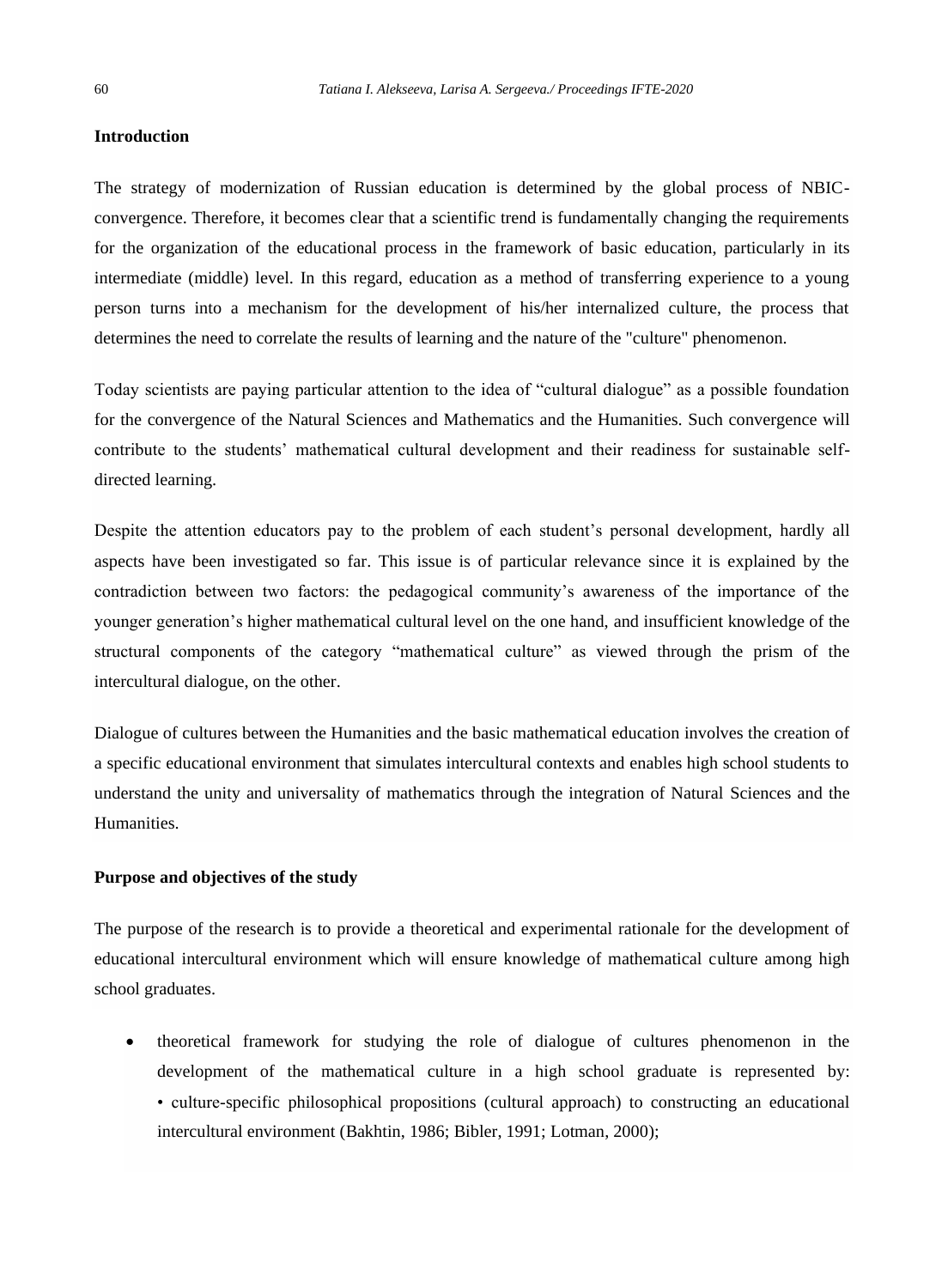## Introduction

The strategy of modernization of Russian education is determined by the global process of NBIC-convergence. Therefore, it becomes clear that a scientific trend is fundamentally changing the requirements for the organization of the educational process in the framework of basic education, particularly in its intermediate (middle) level. In this regard, education as a method of transferring experience to a young person turns into a mechanism for the development of his/her internalized culture, the process that determines the need to correlate the results of learning and the nature of the "culture" phenomenon.

Today scientists are paying particular attention to the idea of "cultural dialogue" as a possible foundation for the convergence of the Natural Sciences and Mathematics and the Humanities. Such convergence will contribute to the students' mathematical cultural development and their readiness for sustainable self-directed learning.

Despite the attention educators pay to the problem of each student's personal development, hardly all aspects have been investigated so far. This issue is of particular relevance since it is explained by the contradiction between two factors: the pedagogical community's awareness of the importance of the younger generation's higher mathematical cultural level on the one hand, and insufficient knowledge of the structural components of the category "mathematical culture" as viewed through the prism of the intercultural dialogue, on the other.

Dialogue of cultures between the Humanities and the basic mathematical education involves the creation of a specific educational environment that simulates intercultural contexts and enables high school students to understand the unity and universality of mathematics through the integration of Natural Sciences and the Humanities.

## Purpose and objectives of the study

The purpose of the research is to provide a theoretical and experimental rationale for the development of educational intercultural environment which will ensure knowledge of mathematical culture among high school graduates.

- theoretical framework for studying the role of dialogue of cultures phenomenon in the development of the mathematical culture in a high school graduate is represented by:
  • culture-specific philosophical propositions (cultural approach) to constructing an educational intercultural environment (Bakhtin, 1986; Bibler, 1991; Lotman, 2000);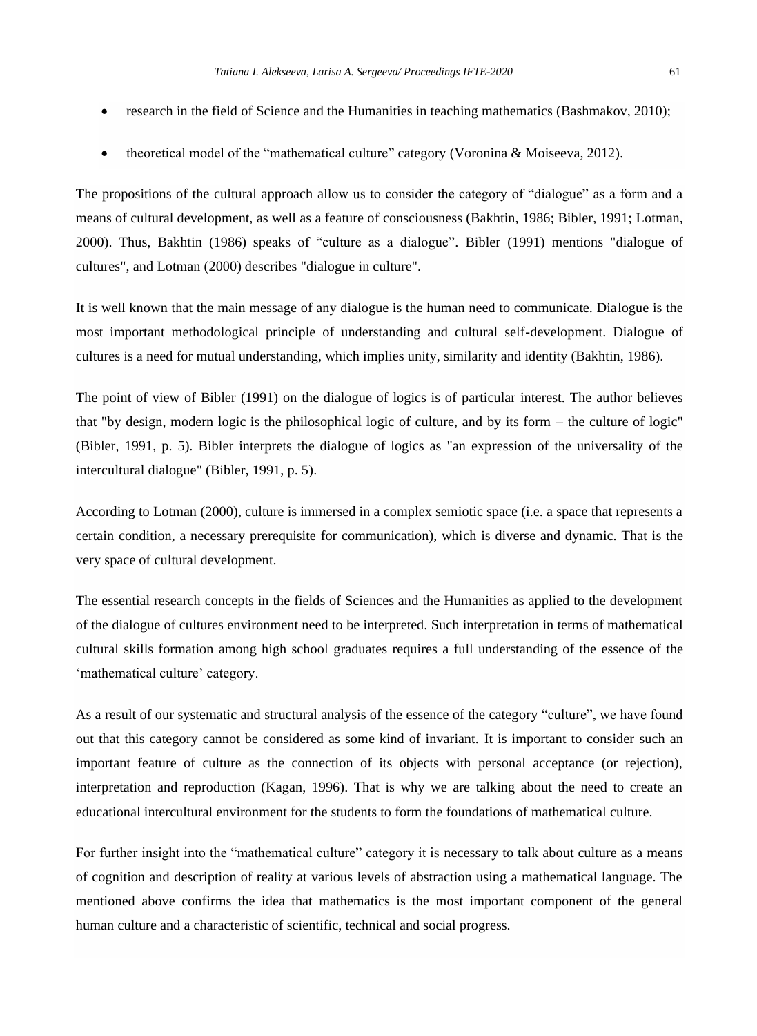- research in the field of Science and the Humanities in teaching mathematics (Bashmakov, 2010);
- theoretical model of the "mathematical culture" category (Voronina & Moiseeva, 2012).

The propositions of the cultural approach allow us to consider the category of "dialogue" as a form and a means of cultural development, as well as a feature of consciousness (Bakhtin, 1986; Bibler, 1991; Lotman, 2000). Thus, Bakhtin (1986) speaks of "culture as a dialogue". Bibler (1991) mentions "dialogue of cultures", and Lotman (2000) describes "dialogue in culture".

It is well known that the main message of any dialogue is the human need to communicate. Dialogue is the most important methodological principle of understanding and cultural self-development. Dialogue of cultures is a need for mutual understanding, which implies unity, similarity and identity (Bakhtin, 1986).

The point of view of Bibler (1991) on the dialogue of logics is of particular interest. The author believes that "by design, modern logic is the philosophical logic of culture, and by its form – the culture of logic" (Bibler, 1991, p. 5). Bibler interprets the dialogue of logics as "an expression of the universality of the intercultural dialogue" (Bibler, 1991, p. 5).

According to Lotman (2000), culture is immersed in a complex semiotic space (i.e. a space that represents a certain condition, a necessary prerequisite for communication), which is diverse and dynamic. That is the very space of cultural development.

The essential research concepts in the fields of Sciences and the Humanities as applied to the development of the dialogue of cultures environment need to be interpreted. Such interpretation in terms of mathematical cultural skills formation among high school graduates requires a full understanding of the essence of the 'mathematical culture' category.

As a result of our systematic and structural analysis of the essence of the category "culture", we have found out that this category cannot be considered as some kind of invariant. It is important to consider such an important feature of culture as the connection of its objects with personal acceptance (or rejection), interpretation and reproduction (Kagan, 1996). That is why we are talking about the need to create an educational intercultural environment for the students to form the foundations of mathematical culture.

For further insight into the "mathematical culture" category it is necessary to talk about culture as a means of cognition and description of reality at various levels of abstraction using a mathematical language. The mentioned above confirms the idea that mathematics is the most important component of the general human culture and a characteristic of scientific, technical and social progress.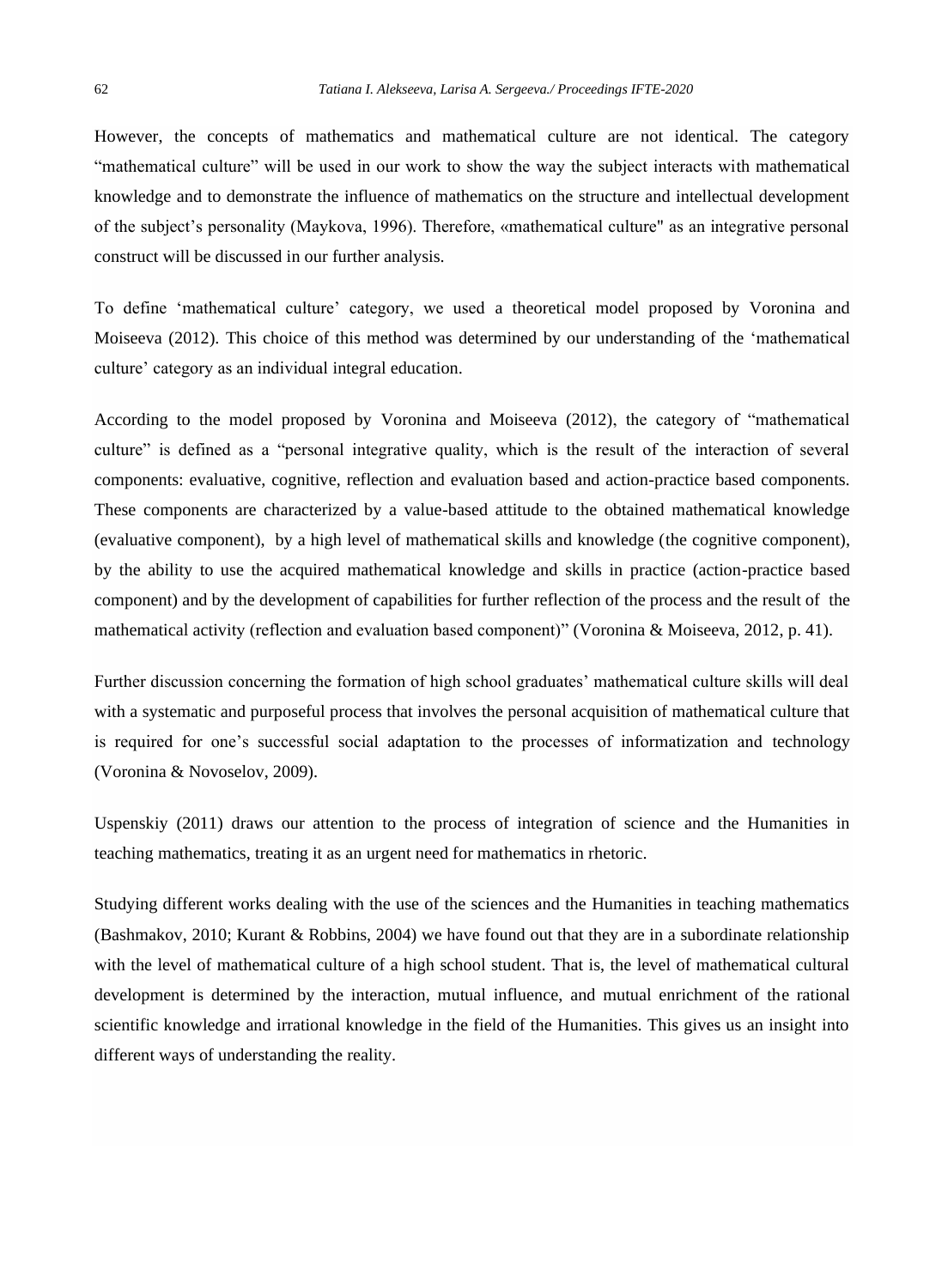However, the concepts of mathematics and mathematical culture are not identical. The category "mathematical culture" will be used in our work to show the way the subject interacts with mathematical knowledge and to demonstrate the influence of mathematics on the structure and intellectual development of the subject's personality (Maykova, 1996). Therefore, «mathematical culture" as an integrative personal construct will be discussed in our further analysis.

To define 'mathematical culture' category, we used a theoretical model proposed by Voronina and Moiseeva (2012). This choice of this method was determined by our understanding of the 'mathematical culture' category as an individual integral education.

According to the model proposed by Voronina and Moiseeva (2012), the category of "mathematical culture" is defined as a "personal integrative quality, which is the result of the interaction of several components: evaluative, cognitive, reflection and evaluation based and action-practice based components. These components are characterized by a value-based attitude to the obtained mathematical knowledge (evaluative component), by a high level of mathematical skills and knowledge (the cognitive component), by the ability to use the acquired mathematical knowledge and skills in practice (action-practice based component) and by the development of capabilities for further reflection of the process and the result of the mathematical activity (reflection and evaluation based component)" (Voronina & Moiseeva, 2012, p. 41).

Further discussion concerning the formation of high school graduates' mathematical culture skills will deal with a systematic and purposeful process that involves the personal acquisition of mathematical culture that is required for one's successful social adaptation to the processes of informatization and technology (Voronina & Novoselov, 2009).

Uspenskiy (2011) draws our attention to the process of integration of science and the Humanities in teaching mathematics, treating it as an urgent need for mathematics in rhetoric.

Studying different works dealing with the use of the sciences and the Humanities in teaching mathematics (Bashmakov, 2010; Kurant & Robbins, 2004) we have found out that they are in a subordinate relationship with the level of mathematical culture of a high school student. That is, the level of mathematical cultural development is determined by the interaction, mutual influence, and mutual enrichment of the rational scientific knowledge and irrational knowledge in the field of the Humanities. This gives us an insight into different ways of understanding the reality.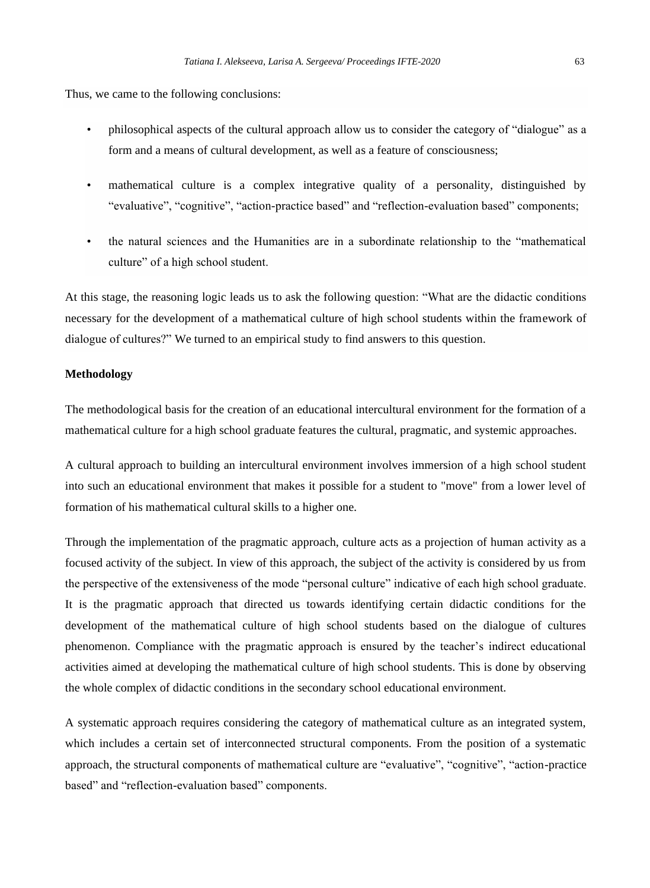Thus, we came to the following conclusions:

- philosophical aspects of the cultural approach allow us to consider the category of "dialogue" as a form and a means of cultural development, as well as a feature of consciousness;
- mathematical culture is a complex integrative quality of a personality, distinguished by "evaluative", "cognitive", "action-practice based" and "reflection-evaluation based" components;
- the natural sciences and the Humanities are in a subordinate relationship to the "mathematical culture" of a high school student.

At this stage, the reasoning logic leads us to ask the following question: "What are the didactic conditions necessary for the development of a mathematical culture of high school students within the framework of dialogue of cultures?" We turned to an empirical study to find answers to this question.

**Methodology**

The methodological basis for the creation of an educational intercultural environment for the formation of a mathematical culture for a high school graduate features the cultural, pragmatic, and systemic approaches.

A cultural approach to building an intercultural environment involves immersion of a high school student into such an educational environment that makes it possible for a student to "move" from a lower level of formation of his mathematical cultural skills to a higher one.

Through the implementation of the pragmatic approach, culture acts as a projection of human activity as a focused activity of the subject. In view of this approach, the subject of the activity is considered by us from the perspective of the extensiveness of the mode "personal culture" indicative of each high school graduate. It is the pragmatic approach that directed us towards identifying certain didactic conditions for the development of the mathematical culture of high school students based on the dialogue of cultures phenomenon. Compliance with the pragmatic approach is ensured by the teacher's indirect educational activities aimed at developing the mathematical culture of high school students. This is done by observing the whole complex of didactic conditions in the secondary school educational environment.

A systematic approach requires considering the category of mathematical culture as an integrated system, which includes a certain set of interconnected structural components. From the position of a systematic approach, the structural components of mathematical culture are "evaluative", "cognitive", "action-practice based" and "reflection-evaluation based" components.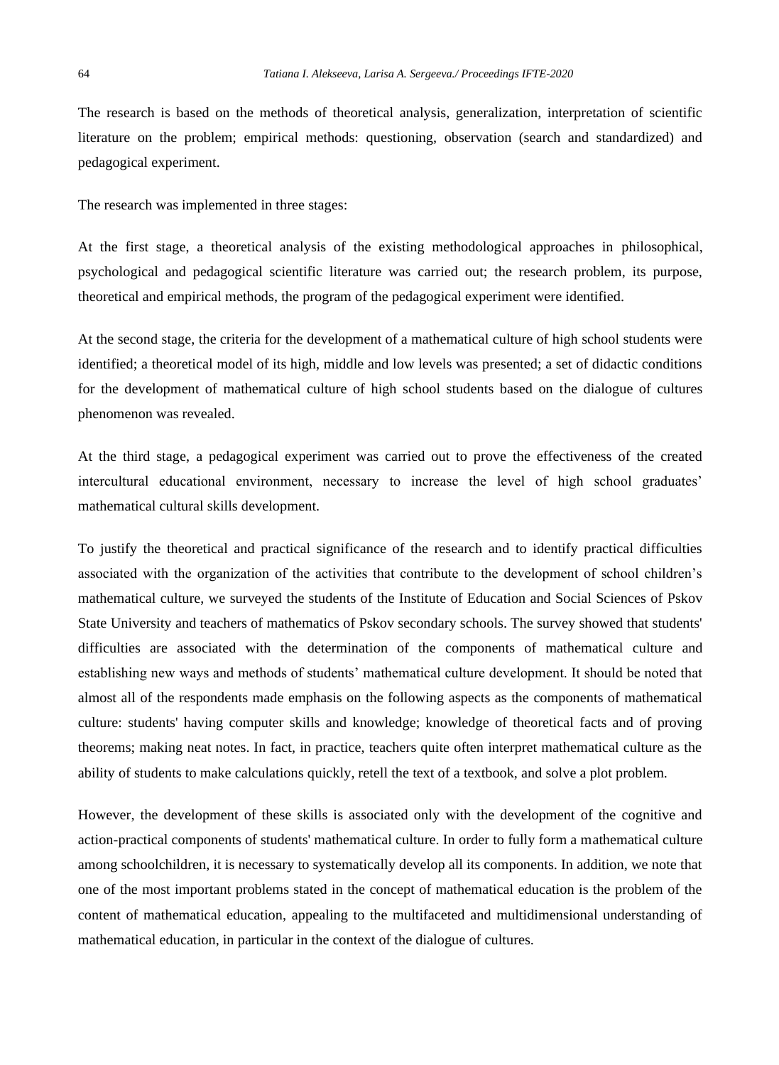The research is based on the methods of theoretical analysis, generalization, interpretation of scientific literature on the problem; empirical methods: questioning, observation (search and standardized) and pedagogical experiment.

The research was implemented in three stages:

At the first stage, a theoretical analysis of the existing methodological approaches in philosophical, psychological and pedagogical scientific literature was carried out; the research problem, its purpose, theoretical and empirical methods, the program of the pedagogical experiment were identified.

At the second stage, the criteria for the development of a mathematical culture of high school students were identified; a theoretical model of its high, middle and low levels was presented; a set of didactic conditions for the development of mathematical culture of high school students based on the dialogue of cultures phenomenon was revealed.

At the third stage, a pedagogical experiment was carried out to prove the effectiveness of the created intercultural educational environment, necessary to increase the level of high school graduates' mathematical cultural skills development.

To justify the theoretical and practical significance of the research and to identify practical difficulties associated with the organization of the activities that contribute to the development of school children's mathematical culture, we surveyed the students of the Institute of Education and Social Sciences of Pskov State University and teachers of mathematics of Pskov secondary schools. The survey showed that students' difficulties are associated with the determination of the components of mathematical culture and establishing new ways and methods of students' mathematical culture development. It should be noted that almost all of the respondents made emphasis on the following aspects as the components of mathematical culture: students' having computer skills and knowledge; knowledge of theoretical facts and of proving theorems; making neat notes. In fact, in practice, teachers quite often interpret mathematical culture as the ability of students to make calculations quickly, retell the text of a textbook, and solve a plot problem.

However, the development of these skills is associated only with the development of the cognitive and action-practical components of students' mathematical culture. In order to fully form a mathematical culture among schoolchildren, it is necessary to systematically develop all its components. In addition, we note that one of the most important problems stated in the concept of mathematical education is the problem of the content of mathematical education, appealing to the multifaceted and multidimensional understanding of mathematical education, in particular in the context of the dialogue of cultures.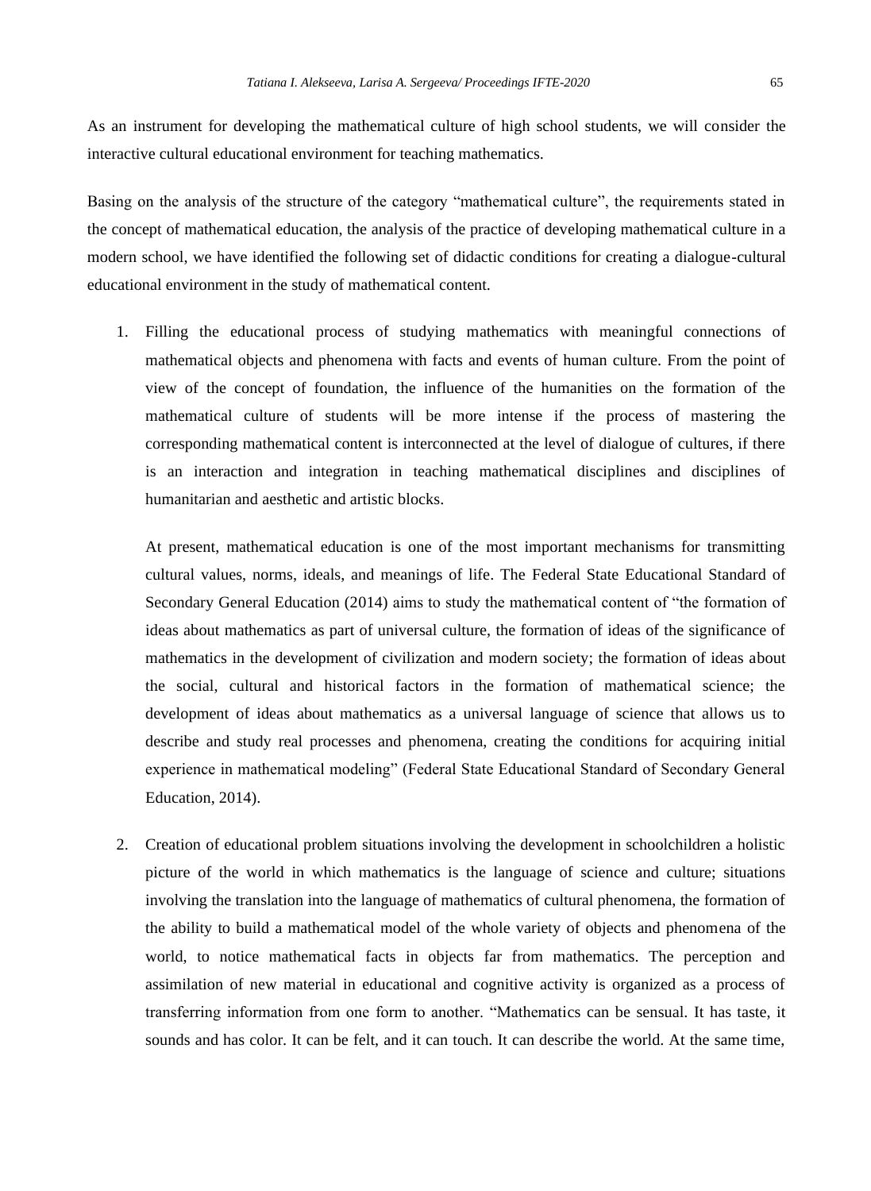As an instrument for developing the mathematical culture of high school students, we will consider the interactive cultural educational environment for teaching mathematics.

Basing on the analysis of the structure of the category "mathematical culture", the requirements stated in the concept of mathematical education, the analysis of the practice of developing mathematical culture in a modern school, we have identified the following set of didactic conditions for creating a dialogue-cultural educational environment in the study of mathematical content.

1. Filling the educational process of studying mathematics with meaningful connections of mathematical objects and phenomena with facts and events of human culture. From the point of view of the concept of foundation, the influence of the humanities on the formation of the mathematical culture of students will be more intense if the process of mastering the corresponding mathematical content is interconnected at the level of dialogue of cultures, if there is an interaction and integration in teaching mathematical disciplines and disciplines of humanitarian and aesthetic and artistic blocks.

   At present, mathematical education is one of the most important mechanisms for transmitting cultural values, norms, ideals, and meanings of life. The Federal State Educational Standard of Secondary General Education (2014) aims to study the mathematical content of "the formation of ideas about mathematics as part of universal culture, the formation of ideas of the significance of mathematics in the development of civilization and modern society; the formation of ideas about the social, cultural and historical factors in the formation of mathematical science; the development of ideas about mathematics as a universal language of science that allows us to describe and study real processes and phenomena, creating the conditions for acquiring initial experience in mathematical modeling" (Federal State Educational Standard of Secondary General Education, 2014).

2. Creation of educational problem situations involving the development in schoolchildren a holistic picture of the world in which mathematics is the language of science and culture; situations involving the translation into the language of mathematics of cultural phenomena, the formation of the ability to build a mathematical model of the whole variety of objects and phenomena of the world, to notice mathematical facts in objects far from mathematics. The perception and assimilation of new material in educational and cognitive activity is organized as a process of transferring information from one form to another. "Mathematics can be sensual. It has taste, it sounds and has color. It can be felt, and it can touch. It can describe the world. At the same time,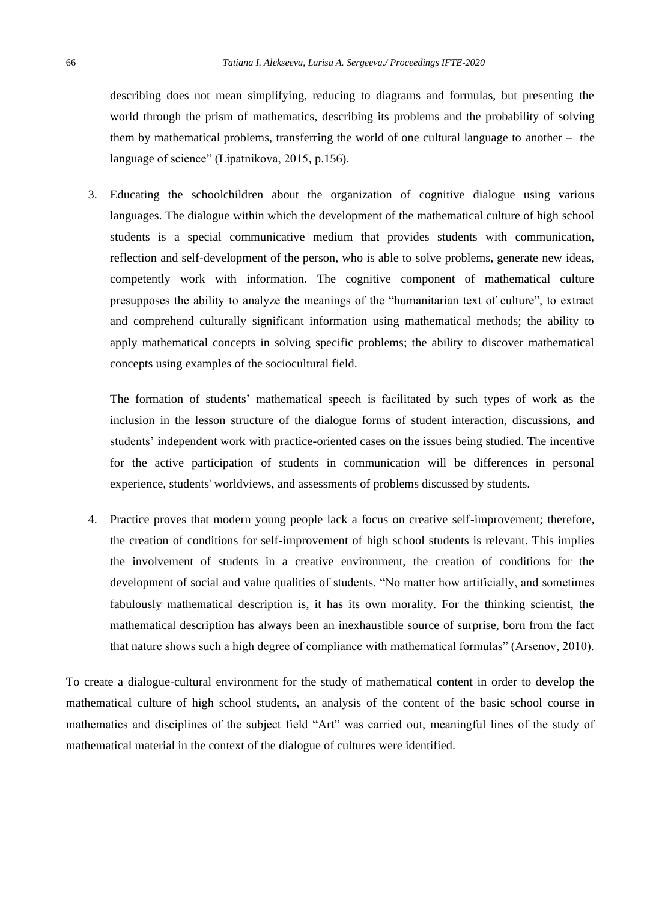describing does not mean simplifying, reducing to diagrams and formulas, but presenting the world through the prism of mathematics, describing its problems and the probability of solving them by mathematical problems, transferring the world of one cultural language to another – the language of science" (Lipatnikova, 2015, p.156).

3. Educating the schoolchildren about the organization of cognitive dialogue using various languages. The dialogue within which the development of the mathematical culture of high school students is a special communicative medium that provides students with communication, reflection and self-development of the person, who is able to solve problems, generate new ideas, competently work with information. The cognitive component of mathematical culture presupposes the ability to analyze the meanings of the "humanitarian text of culture", to extract and comprehend culturally significant information using mathematical methods; the ability to apply mathematical concepts in solving specific problems; the ability to discover mathematical concepts using examples of the sociocultural field.

   The formation of students' mathematical speech is facilitated by such types of work as the inclusion in the lesson structure of the dialogue forms of student interaction, discussions, and students' independent work with practice-oriented cases on the issues being studied. The incentive for the active participation of students in communication will be differences in personal experience, students' worldviews, and assessments of problems discussed by students.

4. Practice proves that modern young people lack a focus on creative self-improvement; therefore, the creation of conditions for self-improvement of high school students is relevant. This implies the involvement of students in a creative environment, the creation of conditions for the development of social and value qualities of students. "No matter how artificially, and sometimes fabulously mathematical description is, it has its own morality. For the thinking scientist, the mathematical description has always been an inexhaustible source of surprise, born from the fact that nature shows such a high degree of compliance with mathematical formulas" (Arsenov, 2010).

To create a dialogue-cultural environment for the study of mathematical content in order to develop the mathematical culture of high school students, an analysis of the content of the basic school course in mathematics and disciplines of the subject field "Art" was carried out, meaningful lines of the study of mathematical material in the context of the dialogue of cultures were identified.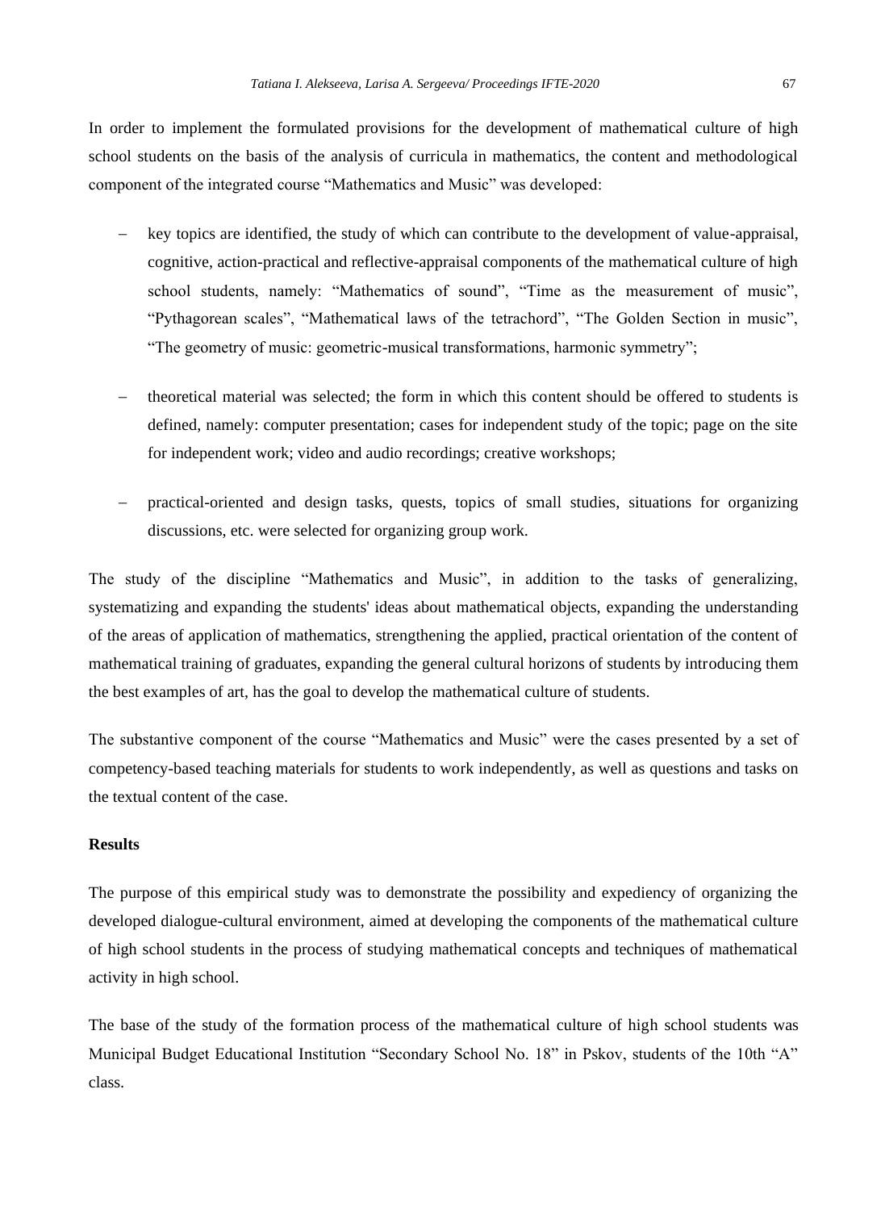In order to implement the formulated provisions for the development of mathematical culture of high school students on the basis of the analysis of curricula in mathematics, the content and methodological component of the integrated course "Mathematics and Music" was developed:

- key topics are identified, the study of which can contribute to the development of value-appraisal, cognitive, action-practical and reflective-appraisal components of the mathematical culture of high school students, namely: "Mathematics of sound", "Time as the measurement of music", "Pythagorean scales", "Mathematical laws of the tetrachord", "The Golden Section in music", "The geometry of music: geometric-musical transformations, harmonic symmetry";
- theoretical material was selected; the form in which this content should be offered to students is defined, namely: computer presentation; cases for independent study of the topic; page on the site for independent work; video and audio recordings; creative workshops;
- practical-oriented and design tasks, quests, topics of small studies, situations for organizing discussions, etc. were selected for organizing group work.

The study of the discipline "Mathematics and Music", in addition to the tasks of generalizing, systematizing and expanding the students' ideas about mathematical objects, expanding the understanding of the areas of application of mathematics, strengthening the applied, practical orientation of the content of mathematical training of graduates, expanding the general cultural horizons of students by introducing them the best examples of art, has the goal to develop the mathematical culture of students.

The substantive component of the course "Mathematics and Music" were the cases presented by a set of competency-based teaching materials for students to work independently, as well as questions and tasks on the textual content of the case.

**Results**

The purpose of this empirical study was to demonstrate the possibility and expediency of organizing the developed dialogue-cultural environment, aimed at developing the components of the mathematical culture of high school students in the process of studying mathematical concepts and techniques of mathematical activity in high school.

The base of the study of the formation process of the mathematical culture of high school students was Municipal Budget Educational Institution "Secondary School No. 18" in Pskov, students of the 10th "A" class.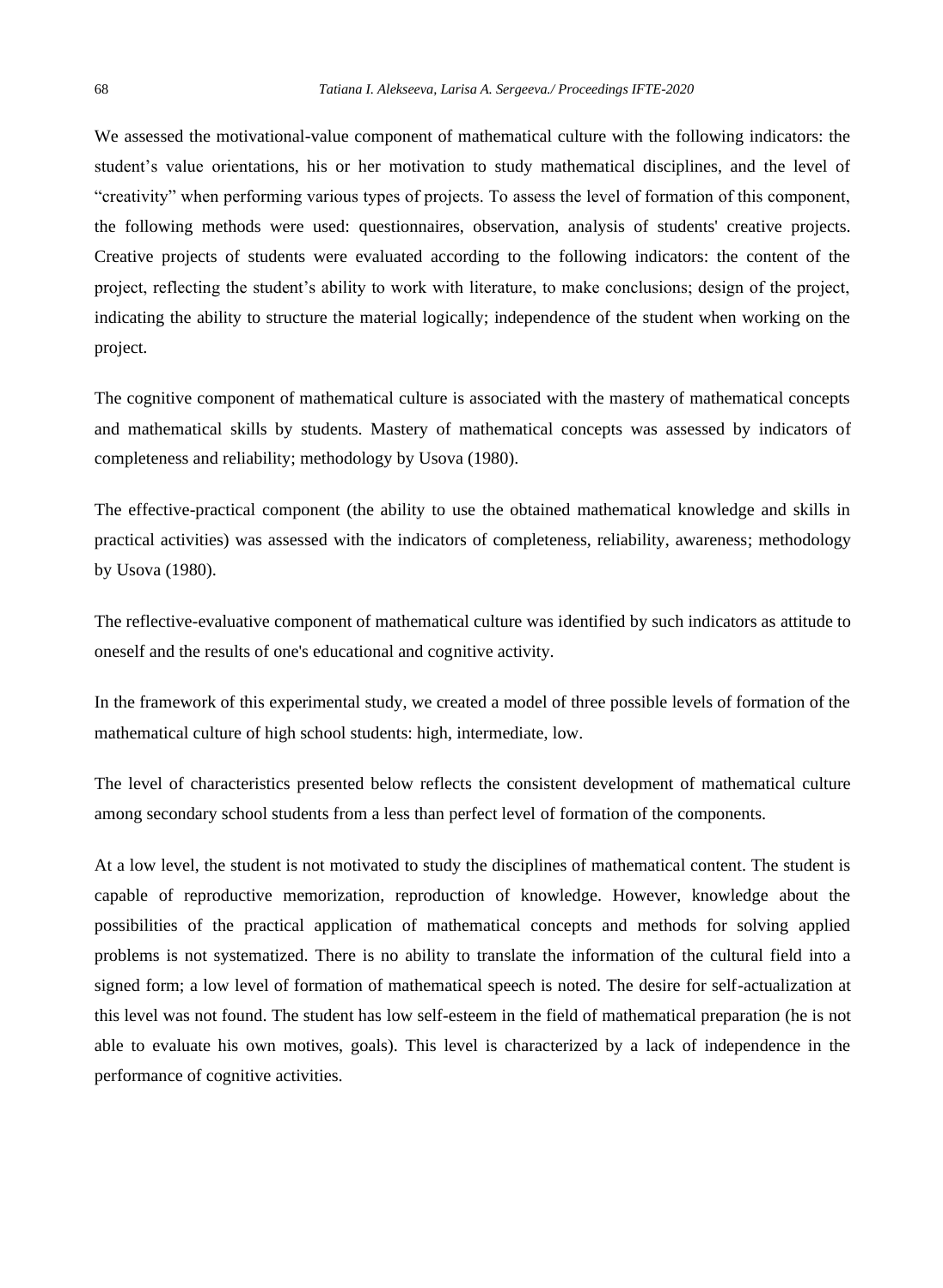We assessed the motivational-value component of mathematical culture with the following indicators: the student's value orientations, his or her motivation to study mathematical disciplines, and the level of "creativity" when performing various types of projects. To assess the level of formation of this component, the following methods were used: questionnaires, observation, analysis of students' creative projects. Creative projects of students were evaluated according to the following indicators: the content of the project, reflecting the student's ability to work with literature, to make conclusions; design of the project, indicating the ability to structure the material logically; independence of the student when working on the project.

The cognitive component of mathematical culture is associated with the mastery of mathematical concepts and mathematical skills by students. Mastery of mathematical concepts was assessed by indicators of completeness and reliability; methodology by Usova (1980).

The effective-practical component (the ability to use the obtained mathematical knowledge and skills in practical activities) was assessed with the indicators of completeness, reliability, awareness; methodology by Usova (1980).

The reflective-evaluative component of mathematical culture was identified by such indicators as attitude to oneself and the results of one's educational and cognitive activity.

In the framework of this experimental study, we created a model of three possible levels of formation of the mathematical culture of high school students: high, intermediate, low.

The level of characteristics presented below reflects the consistent development of mathematical culture among secondary school students from a less than perfect level of formation of the components.

At a low level, the student is not motivated to study the disciplines of mathematical content. The student is capable of reproductive memorization, reproduction of knowledge. However, knowledge about the possibilities of the practical application of mathematical concepts and methods for solving applied problems is not systematized. There is no ability to translate the information of the cultural field into a signed form; a low level of formation of mathematical speech is noted. The desire for self-actualization at this level was not found. The student has low self-esteem in the field of mathematical preparation (he is not able to evaluate his own motives, goals). This level is characterized by a lack of independence in the performance of cognitive activities.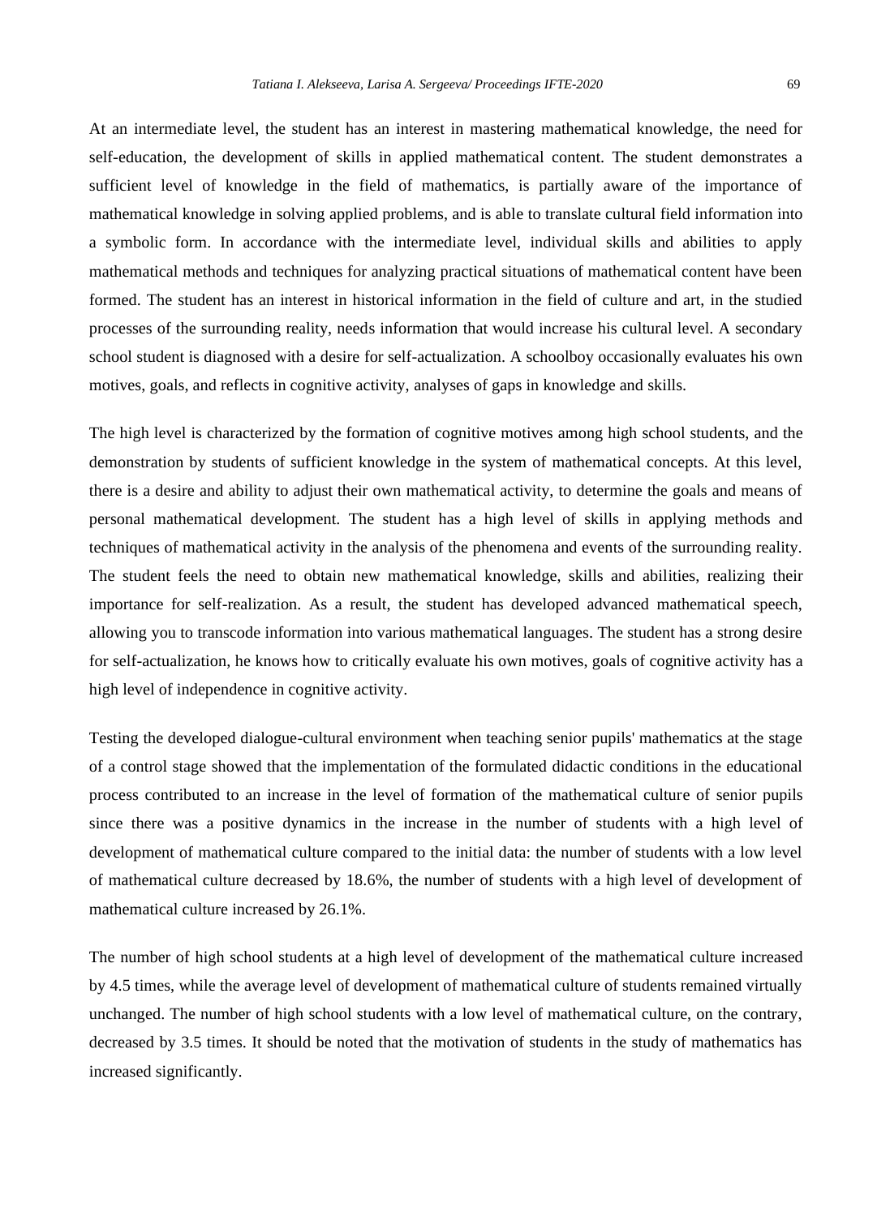At an intermediate level, the student has an interest in mastering mathematical knowledge, the need for self-education, the development of skills in applied mathematical content. The student demonstrates a sufficient level of knowledge in the field of mathematics, is partially aware of the importance of mathematical knowledge in solving applied problems, and is able to translate cultural field information into a symbolic form. In accordance with the intermediate level, individual skills and abilities to apply mathematical methods and techniques for analyzing practical situations of mathematical content have been formed. The student has an interest in historical information in the field of culture and art, in the studied processes of the surrounding reality, needs information that would increase his cultural level. A secondary school student is diagnosed with a desire for self-actualization. A schoolboy occasionally evaluates his own motives, goals, and reflects in cognitive activity, analyses of gaps in knowledge and skills.

The high level is characterized by the formation of cognitive motives among high school students, and the demonstration by students of sufficient knowledge in the system of mathematical concepts. At this level, there is a desire and ability to adjust their own mathematical activity, to determine the goals and means of personal mathematical development. The student has a high level of skills in applying methods and techniques of mathematical activity in the analysis of the phenomena and events of the surrounding reality. The student feels the need to obtain new mathematical knowledge, skills and abilities, realizing their importance for self-realization. As a result, the student has developed advanced mathematical speech, allowing you to transcode information into various mathematical languages. The student has a strong desire for self-actualization, he knows how to critically evaluate his own motives, goals of cognitive activity has a high level of independence in cognitive activity.

Testing the developed dialogue-cultural environment when teaching senior pupils' mathematics at the stage of a control stage showed that the implementation of the formulated didactic conditions in the educational process contributed to an increase in the level of formation of the mathematical culture of senior pupils since there was a positive dynamics in the increase in the number of students with a high level of development of mathematical culture compared to the initial data: the number of students with a low level of mathematical culture decreased by 18.6%, the number of students with a high level of development of mathematical culture increased by 26.1%.

The number of high school students at a high level of development of the mathematical culture increased by 4.5 times, while the average level of development of mathematical culture of students remained virtually unchanged. The number of high school students with a low level of mathematical culture, on the contrary, decreased by 3.5 times. It should be noted that the motivation of students in the study of mathematics has increased significantly.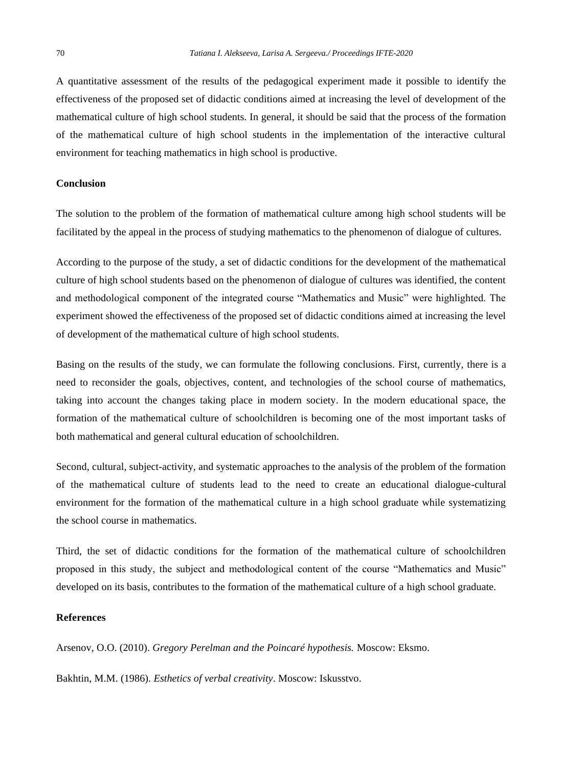A quantitative assessment of the results of the pedagogical experiment made it possible to identify the effectiveness of the proposed set of didactic conditions aimed at increasing the level of development of the mathematical culture of high school students. In general, it should be said that the process of the formation of the mathematical culture of high school students in the implementation of the interactive cultural environment for teaching mathematics in high school is productive.

## Conclusion

The solution to the problem of the formation of mathematical culture among high school students will be facilitated by the appeal in the process of studying mathematics to the phenomenon of dialogue of cultures.

According to the purpose of the study, a set of didactic conditions for the development of the mathematical culture of high school students based on the phenomenon of dialogue of cultures was identified, the content and methodological component of the integrated course "Mathematics and Music" were highlighted. The experiment showed the effectiveness of the proposed set of didactic conditions aimed at increasing the level of development of the mathematical culture of high school students.

Basing on the results of the study, we can formulate the following conclusions. First, currently, there is a need to reconsider the goals, objectives, content, and technologies of the school course of mathematics, taking into account the changes taking place in modern society. In the modern educational space, the formation of the mathematical culture of schoolchildren is becoming one of the most important tasks of both mathematical and general cultural education of schoolchildren.

Second, cultural, subject-activity, and systematic approaches to the analysis of the problem of the formation of the mathematical culture of students lead to the need to create an educational dialogue-cultural environment for the formation of the mathematical culture in a high school graduate while systematizing the school course in mathematics.

Third, the set of didactic conditions for the formation of the mathematical culture of schoolchildren proposed in this study, the subject and methodological content of the course "Mathematics and Music" developed on its basis, contributes to the formation of the mathematical culture of a high school graduate.

## References

Arsenov, O.O. (2010). *Gregory Perelman and the Poincaré hypothesis.* Moscow: Eksmo.

Bakhtin, M.M. (1986). *Esthetics of verbal creativity*. Moscow: Iskusstvo.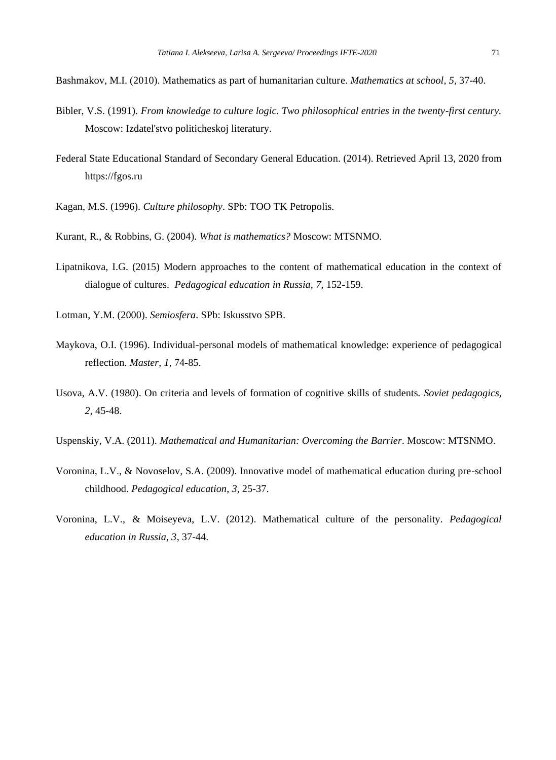Bashmakov, M.I. (2010). Mathematics as part of humanitarian culture. *Mathematics at school*, *5*, 37-40.

Bibler, V.S. (1991). *From knowledge to culture logic. Two philosophical entries in the twenty-first century.* Moscow: Izdatel'stvo politicheskoj literatury.

Federal State Educational Standard of Secondary General Education. (2014). Retrieved April 13, 2020 from https://fgos.ru

Kagan, M.S. (1996). *Culture philosophy*. SPb: TOO TK Petropolis.

Kurant, R., & Robbins, G. (2004). *What is mathematics?* Moscow: MTSNMO.

Lipatnikova, I.G. (2015) Modern approaches to the content of mathematical education in the context of dialogue of cultures. *Pedagogical education in Russia, 7,* 152-159.

Lotman, Y.M. (2000). *Semiosfera*. SPb: Iskusstvo SPB.

Maykova, O.I. (1996). Individual-personal models of mathematical knowledge: experience of pedagogical reflection. *Master, 1,* 74-85.

Usova, A.V. (1980). On criteria and levels of formation of cognitive skills of students. *Soviet pedagogics*, *2*, 45-48.

Uspenskiy, V.A. (2011). *Mathematical and Humanitarian: Overcoming the Barrier*. Moscow: MTSNMO.

Voronina, L.V., & Novoselov, S.A. (2009). Innovative model of mathematical education during pre-school childhood. *Pedagogical education, 3,* 25-37.

Voronina, L.V., & Moiseyeva, L.V. (2012). Mathematical culture of the personality. *Pedagogical education in Russia, 3*, 37-44.